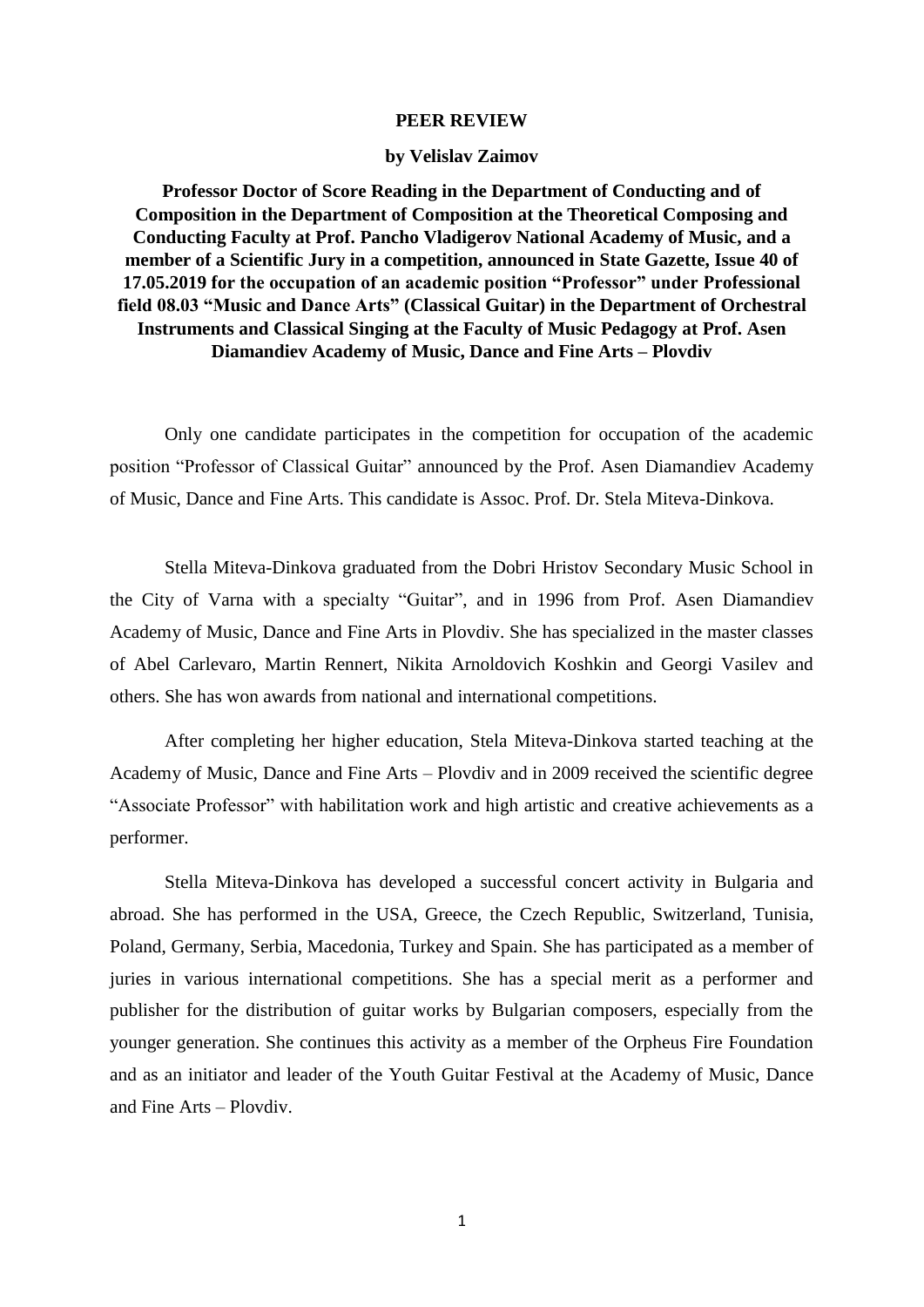# PEER REVIEW

## by Velislav Zaimov

**Professor Doctor of Score Reading in the Department of Conducting and of Composition in the Department of Composition at the Theoretical Composing and Conducting Faculty at Prof. Pancho Vladigerov National Academy of Music, and a member of a Scientific Jury in a competition, announced in State Gazette, Issue 40 of 17.05.2019 for the occupation of an academic position "Professor" under Professional field 08.03 "Music and Dance Arts" (Classical Guitar) in the Department of Orchestral Instruments and Classical Singing at the Faculty of Music Pedagogy at Prof. Asen Diamandiev Academy of Music, Dance and Fine Arts – Plovdiv**

Only one candidate participates in the competition for occupation of the academic position "Professor of Classical Guitar" announced by the Prof. Asen Diamandiev Academy of Music, Dance and Fine Arts. This candidate is Assoc. Prof. Dr. Stela Miteva-Dinkova.

Stella Miteva-Dinkova graduated from the Dobri Hristov Secondary Music School in the City of Varna with a specialty "Guitar", and in 1996 from Prof. Asen Diamandiev Academy of Music, Dance and Fine Arts in Plovdiv. She has specialized in the master classes of Abel Carlevaro, Martin Rennert, Nikita Arnoldovich Koshkin and Georgi Vasilev and others. She has won awards from national and international competitions.

After completing her higher education, Stela Miteva-Dinkova started teaching at the Academy of Music, Dance and Fine Arts – Plovdiv and in 2009 received the scientific degree "Associate Professor" with habilitation work and high artistic and creative achievements as a performer.

Stella Miteva-Dinkova has developed a successful concert activity in Bulgaria and abroad. She has performed in the USA, Greece, the Czech Republic, Switzerland, Tunisia, Poland, Germany, Serbia, Macedonia, Turkey and Spain. She has participated as a member of juries in various international competitions. She has a special merit as a performer and publisher for the distribution of guitar works by Bulgarian composers, especially from the younger generation. She continues this activity as a member of the Orpheus Fire Foundation and as an initiator and leader of the Youth Guitar Festival at the Academy of Music, Dance and Fine Arts – Plovdiv.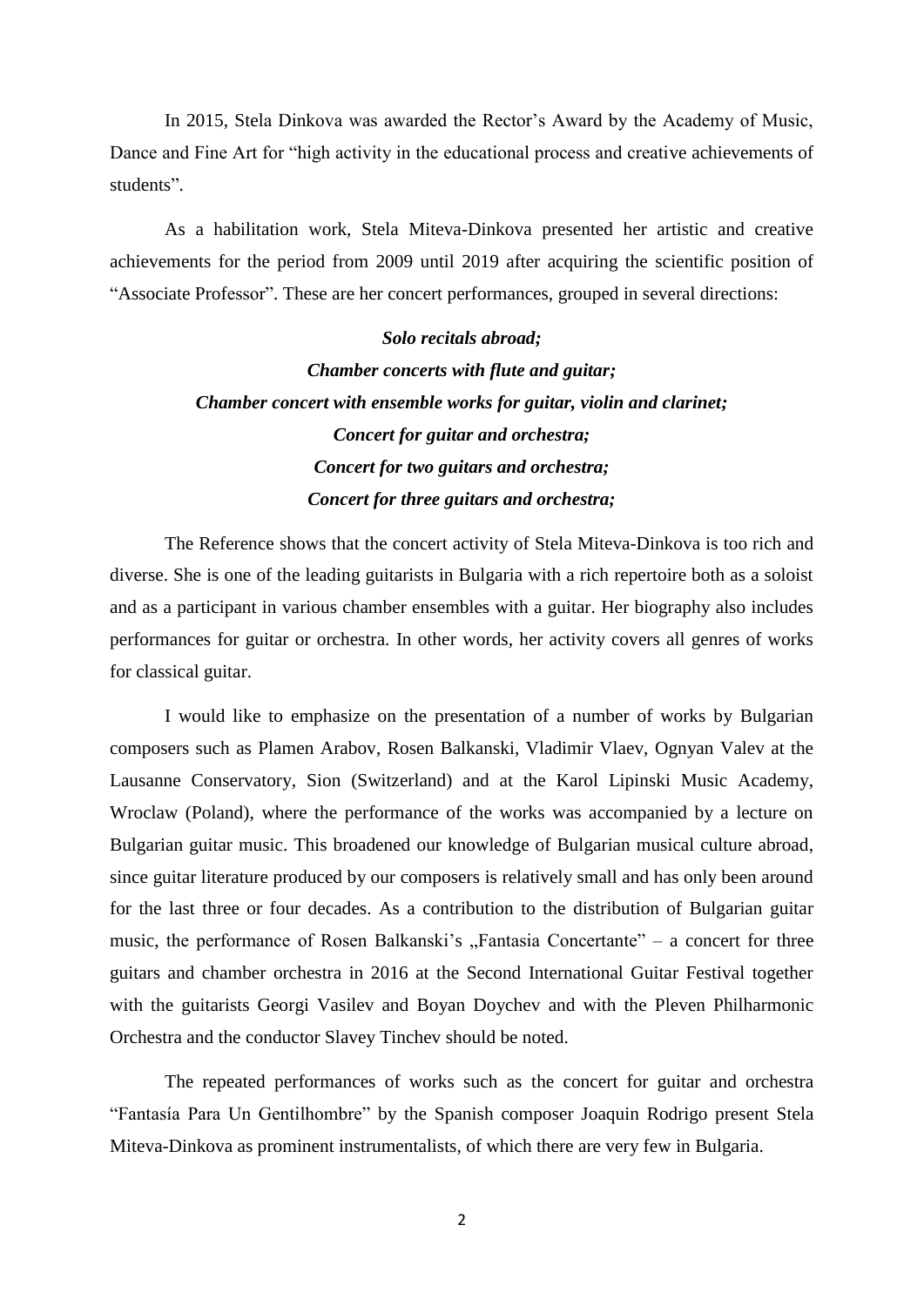In 2015, Stela Dinkova was awarded the Rector's Award by the Academy of Music, Dance and Fine Art for "high activity in the educational process and creative achievements of students".

As a habilitation work, Stela Miteva-Dinkova presented her artistic and creative achievements for the period from 2009 until 2019 after acquiring the scientific position of "Associate Professor". These are her concert performances, grouped in several directions:

***Solo recitals abroad;***
***Chamber concerts with flute and guitar;***
***Chamber concert with ensemble works for guitar, violin and clarinet;***
***Concert for guitar and orchestra;***
***Concert for two guitars and orchestra;***
***Concert for three guitars and orchestra;***

The Reference shows that the concert activity of Stela Miteva-Dinkova is too rich and diverse. She is one of the leading guitarists in Bulgaria with a rich repertoire both as a soloist and as a participant in various chamber ensembles with a guitar. Her biography also includes performances for guitar or orchestra. In other words, her activity covers all genres of works for classical guitar.

I would like to emphasize on the presentation of a number of works by Bulgarian composers such as Plamen Arabov, Rosen Balkanski, Vladimir Vlaev, Ognyan Valev at the Lausanne Conservatory, Sion (Switzerland) and at the Karol Lipinski Music Academy, Wroclaw (Poland), where the performance of the works was accompanied by a lecture on Bulgarian guitar music. This broadened our knowledge of Bulgarian musical culture abroad, since guitar literature produced by our composers is relatively small and has only been around for the last three or four decades. As a contribution to the distribution of Bulgarian guitar music, the performance of Rosen Balkanski's „Fantasia Concertante" – a concert for three guitars and chamber orchestra in 2016 at the Second International Guitar Festival together with the guitarists Georgi Vasilev and Boyan Doychev and with the Pleven Philharmonic Orchestra and the conductor Slavey Tinchev should be noted.

The repeated performances of works such as the concert for guitar and orchestra "Fantasía Para Un Gentilhombre" by the Spanish composer Joaquin Rodrigo present Stela Miteva-Dinkova as prominent instrumentalists, of which there are very few in Bulgaria.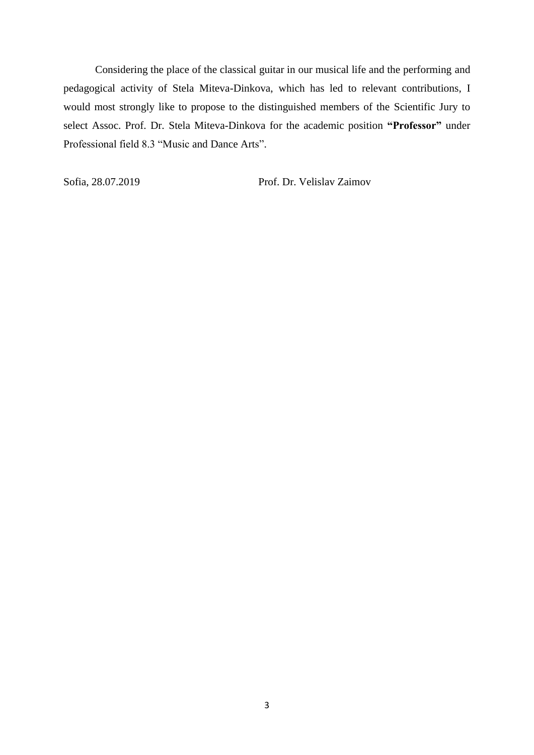Considering the place of the classical guitar in our musical life and the performing and pedagogical activity of Stela Miteva-Dinkova, which has led to relevant contributions, I would most strongly like to propose to the distinguished members of the Scientific Jury to select Assoc. Prof. Dr. Stela Miteva-Dinkova for the academic position **"Professor"** under Professional field 8.3 "Music and Dance Arts".

Sofia, 28.07.2019 Prof. Dr. Velislav Zaimov